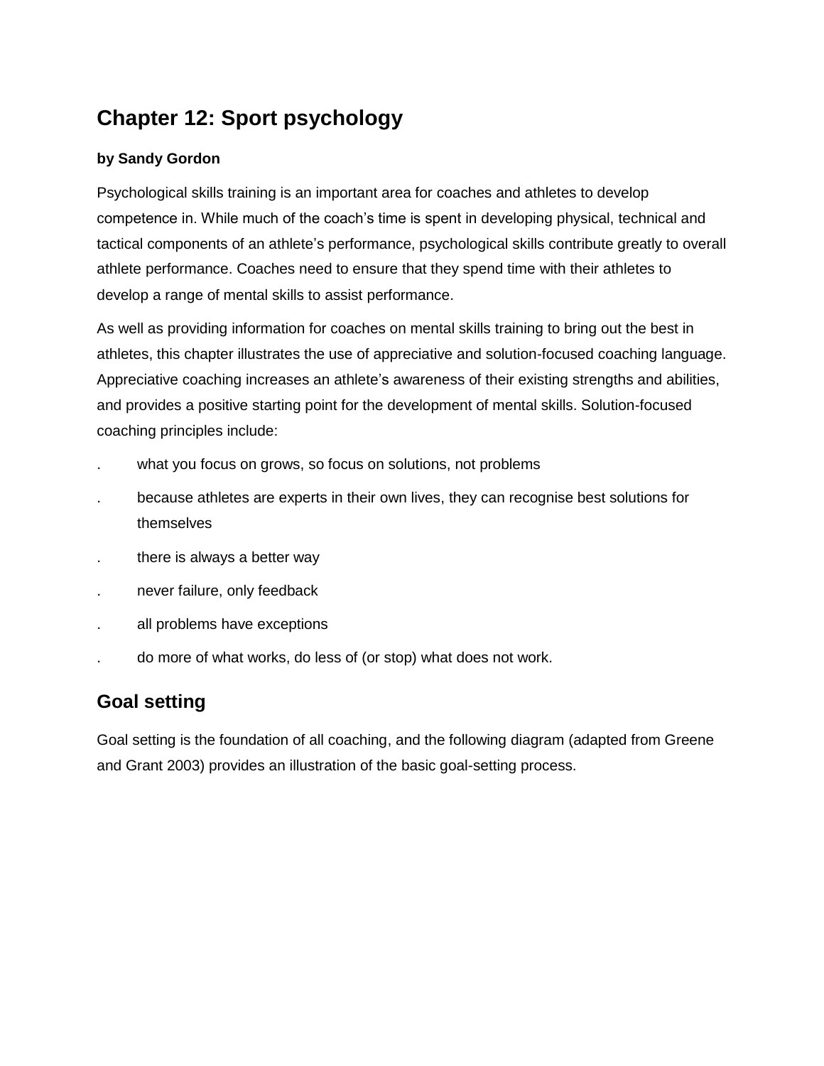# Chapter 12: Sport psychology

**by Sandy Gordon**

Psychological skills training is an important area for coaches and athletes to develop competence in. While much of the coach's time is spent in developing physical, technical and tactical components of an athlete's performance, psychological skills contribute greatly to overall athlete performance. Coaches need to ensure that they spend time with their athletes to develop a range of mental skills to assist performance.

As well as providing information for coaches on mental skills training to bring out the best in athletes, this chapter illustrates the use of appreciative and solution-focused coaching language. Appreciative coaching increases an athlete's awareness of their existing strengths and abilities, and provides a positive starting point for the development of mental skills. Solution-focused coaching principles include:

- what you focus on grows, so focus on solutions, not problems
- because athletes are experts in their own lives, they can recognise best solutions for themselves
- there is always a better way
- never failure, only feedback
- all problems have exceptions
- do more of what works, do less of (or stop) what does not work.

## Goal setting

Goal setting is the foundation of all coaching, and the following diagram (adapted from Greene and Grant 2003) provides an illustration of the basic goal-setting process.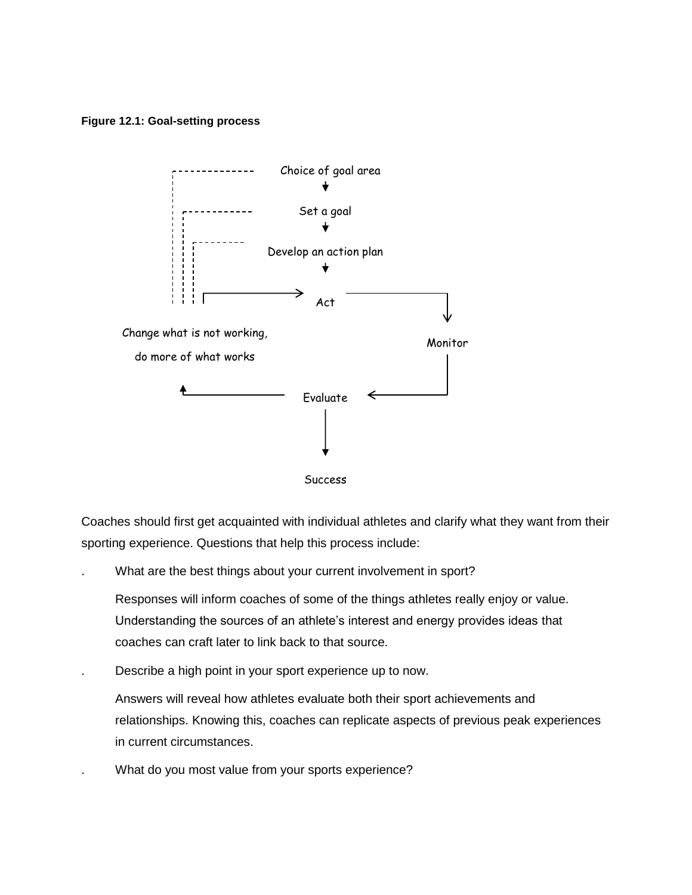**Figure 12.1: Goal-setting process**

Choice of goal area → Set a goal → Develop an action plan → Act → Monitor → Evaluate → Success

Evaluate → Change what is not working, do more of what works → (back to Act, Develop an action plan, Set a goal, Choice of goal area)

Coaches should first get acquainted with individual athletes and clarify what they want from their sporting experience. Questions that help this process include:

- What are the best things about your current involvement in sport?

  Responses will inform coaches of some of the things athletes really enjoy or value. Understanding the sources of an athlete's interest and energy provides ideas that coaches can craft later to link back to that source.

- Describe a high point in your sport experience up to now.

  Answers will reveal how athletes evaluate both their sport achievements and relationships. Knowing this, coaches can replicate aspects of previous peak experiences in current circumstances.

- What do you most value from your sports experience?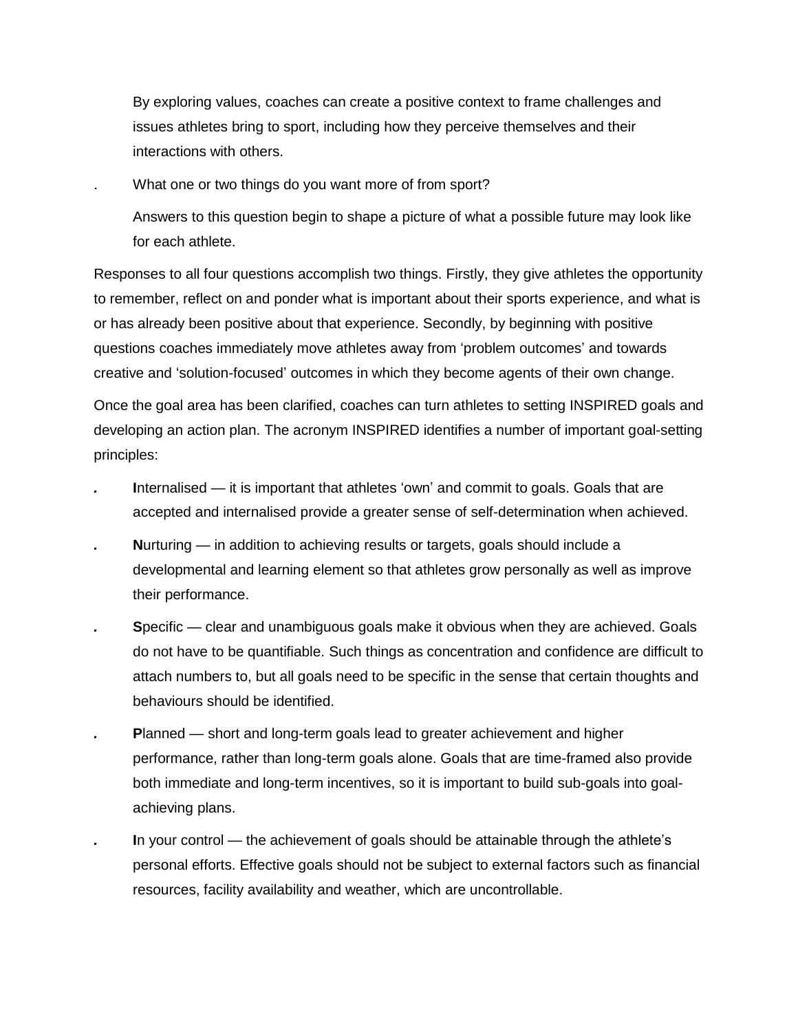By exploring values, coaches can create a positive context to frame challenges and issues athletes bring to sport, including how they perceive themselves and their interactions with others.

- What one or two things do you want more of from sport?

  Answers to this question begin to shape a picture of what a possible future may look like for each athlete.

Responses to all four questions accomplish two things. Firstly, they give athletes the opportunity to remember, reflect on and ponder what is important about their sports experience, and what is or has already been positive about that experience. Secondly, by beginning with positive questions coaches immediately move athletes away from 'problem outcomes' and towards creative and 'solution-focused' outcomes in which they become agents of their own change.

Once the goal area has been clarified, coaches can turn athletes to setting INSPIRED goals and developing an action plan. The acronym INSPIRED identifies a number of important goal-setting principles:

- **I**nternalised — it is important that athletes 'own' and commit to goals. Goals that are accepted and internalised provide a greater sense of self-determination when achieved.
- **N**urturing — in addition to achieving results or targets, goals should include a developmental and learning element so that athletes grow personally as well as improve their performance.
- **S**pecific — clear and unambiguous goals make it obvious when they are achieved. Goals do not have to be quantifiable. Such things as concentration and confidence are difficult to attach numbers to, but all goals need to be specific in the sense that certain thoughts and behaviours should be identified.
- **P**lanned — short and long-term goals lead to greater achievement and higher performance, rather than long-term goals alone. Goals that are time-framed also provide both immediate and long-term incentives, so it is important to build sub-goals into goal-achieving plans.
- **I**n your control — the achievement of goals should be attainable through the athlete's personal efforts. Effective goals should not be subject to external factors such as financial resources, facility availability and weather, which are uncontrollable.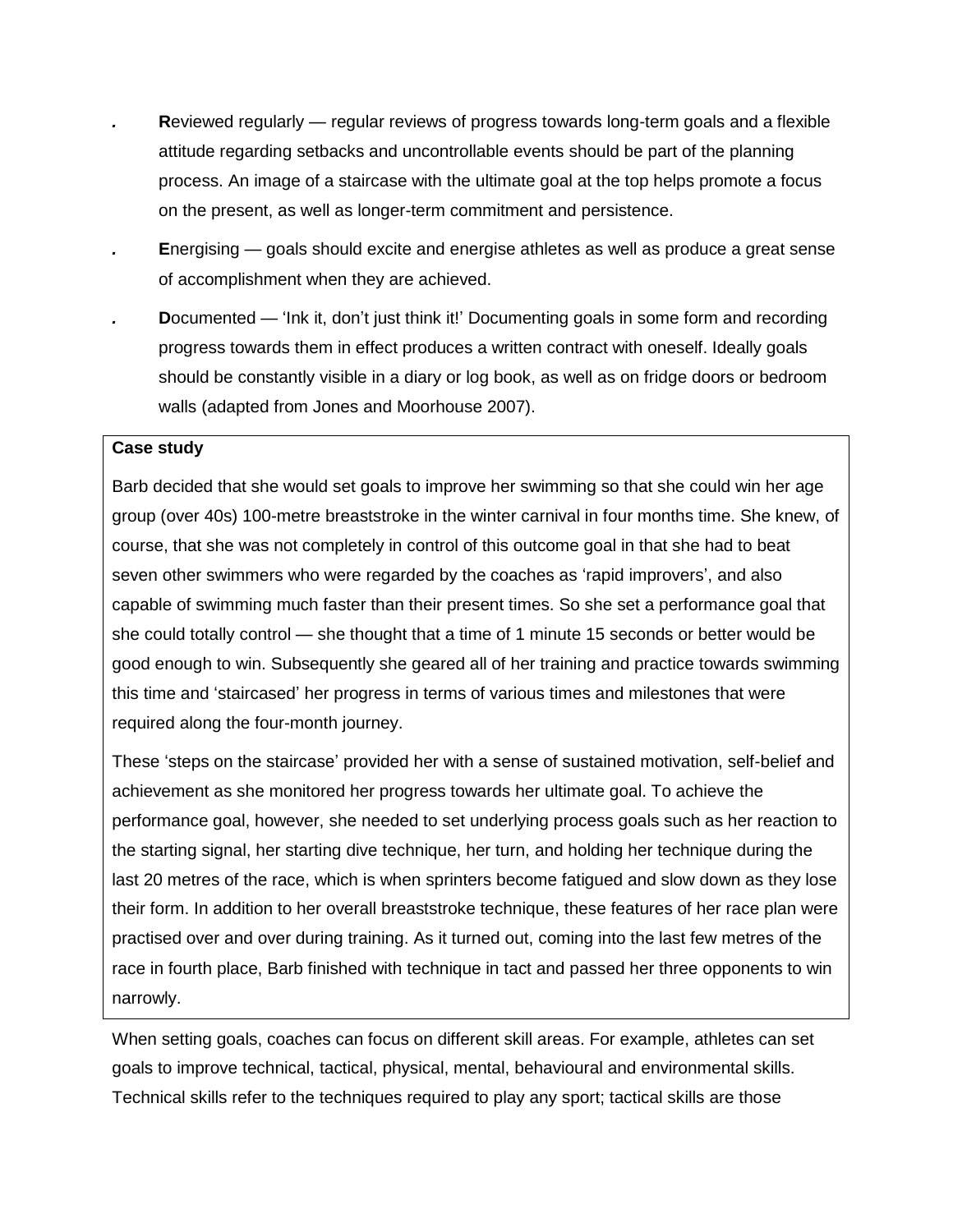- **R**eviewed regularly — regular reviews of progress towards long-term goals and a flexible attitude regarding setbacks and uncontrollable events should be part of the planning process. An image of a staircase with the ultimate goal at the top helps promote a focus on the present, as well as longer-term commitment and persistence.
- **E**nergising — goals should excite and energise athletes as well as produce a great sense of accomplishment when they are achieved.
- **D**ocumented — 'Ink it, don't just think it!' Documenting goals in some form and recording progress towards them in effect produces a written contract with oneself. Ideally goals should be constantly visible in a diary or log book, as well as on fridge doors or bedroom walls (adapted from Jones and Moorhouse 2007).

**Case study**

Barb decided that she would set goals to improve her swimming so that she could win her age group (over 40s) 100-metre breaststroke in the winter carnival in four months time. She knew, of course, that she was not completely in control of this outcome goal in that she had to beat seven other swimmers who were regarded by the coaches as 'rapid improvers', and also capable of swimming much faster than their present times. So she set a performance goal that she could totally control — she thought that a time of 1 minute 15 seconds or better would be good enough to win. Subsequently she geared all of her training and practice towards swimming this time and 'staircased' her progress in terms of various times and milestones that were required along the four-month journey.

These 'steps on the staircase' provided her with a sense of sustained motivation, self-belief and achievement as she monitored her progress towards her ultimate goal. To achieve the performance goal, however, she needed to set underlying process goals such as her reaction to the starting signal, her starting dive technique, her turn, and holding her technique during the last 20 metres of the race, which is when sprinters become fatigued and slow down as they lose their form. In addition to her overall breaststroke technique, these features of her race plan were practised over and over during training. As it turned out, coming into the last few metres of the race in fourth place, Barb finished with technique in tact and passed her three opponents to win narrowly.

When setting goals, coaches can focus on different skill areas. For example, athletes can set goals to improve technical, tactical, physical, mental, behavioural and environmental skills. Technical skills refer to the techniques required to play any sport; tactical skills are those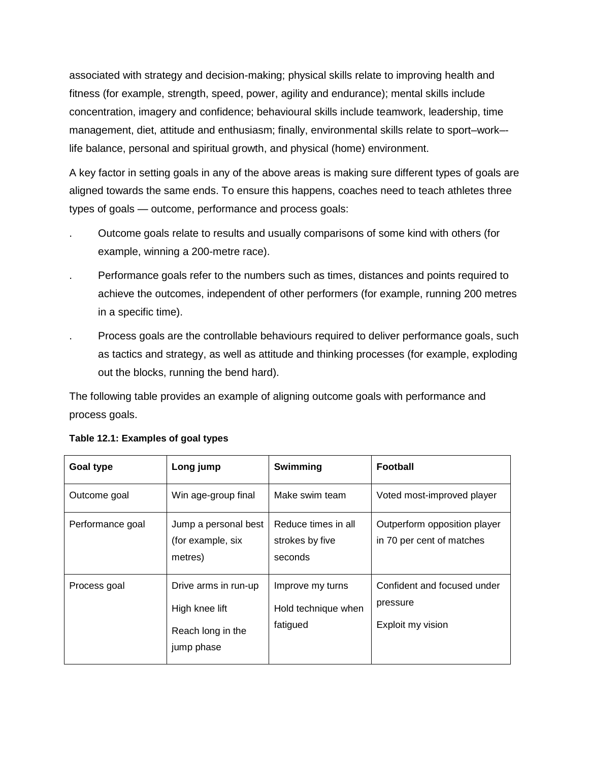associated with strategy and decision-making; physical skills relate to improving health and fitness (for example, strength, speed, power, agility and endurance); mental skills include concentration, imagery and confidence; behavioural skills include teamwork, leadership, time management, diet, attitude and enthusiasm; finally, environmental skills relate to sport–work–-life balance, personal and spiritual growth, and physical (home) environment.

A key factor in setting goals in any of the above areas is making sure different types of goals are aligned towards the same ends. To ensure this happens, coaches need to teach athletes three types of goals — outcome, performance and process goals:

- Outcome goals relate to results and usually comparisons of some kind with others (for example, winning a 200-metre race).
- Performance goals refer to the numbers such as times, distances and points required to achieve the outcomes, independent of other performers (for example, running 200 metres in a specific time).
- Process goals are the controllable behaviours required to deliver performance goals, such as tactics and strategy, as well as attitude and thinking processes (for example, exploding out the blocks, running the bend hard).

The following table provides an example of aligning outcome goals with performance and process goals.

**Table 12.1: Examples of goal types**

| Goal type | Long jump | Swimming | Football |
| --- | --- | --- | --- |
| Outcome goal | Win age-group final | Make swim team | Voted most-improved player |
| Performance goal | Jump a personal best (for example, six metres) | Reduce times in all strokes by five seconds | Outperform opposition player in 70 per cent of matches |
| Process goal | Drive arms in run-up<br>High knee lift<br>Reach long in the jump phase | Improve my turns<br>Hold technique when fatigued | Confident and focused under pressure<br>Exploit my vision |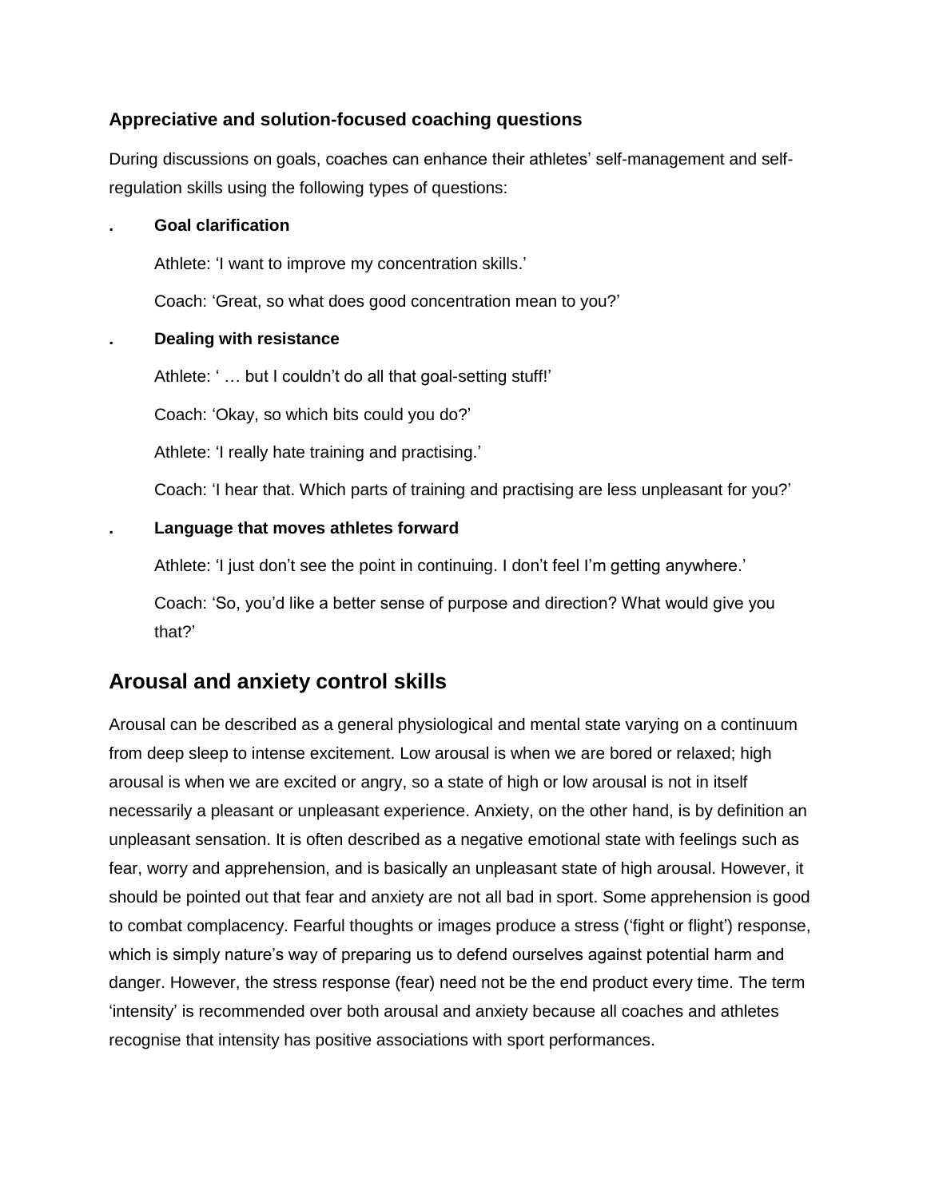### Appreciative and solution-focused coaching questions

During discussions on goals, coaches can enhance their athletes' self-management and self-regulation skills using the following types of questions:

- **Goal clarification**

  Athlete: 'I want to improve my concentration skills.'

  Coach: 'Great, so what does good concentration mean to you?'

- **Dealing with resistance**

  Athlete: ' … but I couldn't do all that goal-setting stuff!'

  Coach: 'Okay, so which bits could you do?'

  Athlete: 'I really hate training and practising.'

  Coach: 'I hear that. Which parts of training and practising are less unpleasant for you?'

- **Language that moves athletes forward**

  Athlete: 'I just don't see the point in continuing. I don't feel I'm getting anywhere.'

  Coach: 'So, you'd like a better sense of purpose and direction? What would give you that?'

## Arousal and anxiety control skills

Arousal can be described as a general physiological and mental state varying on a continuum from deep sleep to intense excitement. Low arousal is when we are bored or relaxed; high arousal is when we are excited or angry, so a state of high or low arousal is not in itself necessarily a pleasant or unpleasant experience. Anxiety, on the other hand, is by definition an unpleasant sensation. It is often described as a negative emotional state with feelings such as fear, worry and apprehension, and is basically an unpleasant state of high arousal. However, it should be pointed out that fear and anxiety are not all bad in sport. Some apprehension is good to combat complacency. Fearful thoughts or images produce a stress ('fight or flight') response, which is simply nature's way of preparing us to defend ourselves against potential harm and danger. However, the stress response (fear) need not be the end product every time. The term 'intensity' is recommended over both arousal and anxiety because all coaches and athletes recognise that intensity has positive associations with sport performances.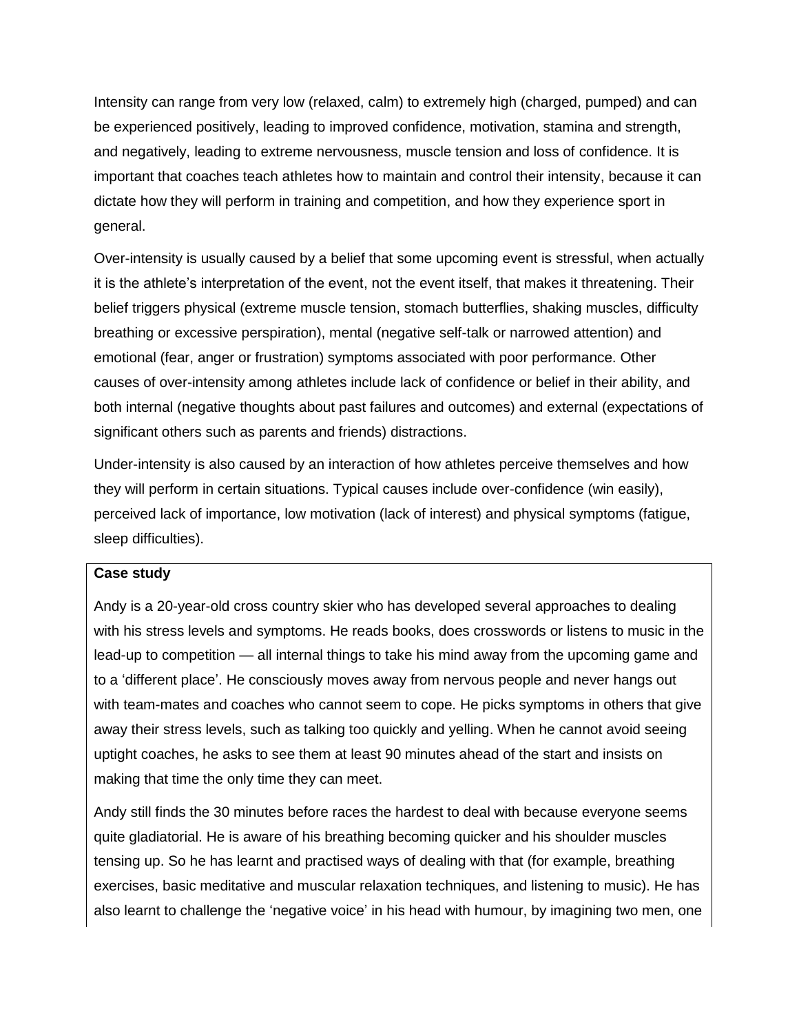Intensity can range from very low (relaxed, calm) to extremely high (charged, pumped) and can be experienced positively, leading to improved confidence, motivation, stamina and strength, and negatively, leading to extreme nervousness, muscle tension and loss of confidence. It is important that coaches teach athletes how to maintain and control their intensity, because it can dictate how they will perform in training and competition, and how they experience sport in general.

Over-intensity is usually caused by a belief that some upcoming event is stressful, when actually it is the athlete's interpretation of the event, not the event itself, that makes it threatening. Their belief triggers physical (extreme muscle tension, stomach butterflies, shaking muscles, difficulty breathing or excessive perspiration), mental (negative self-talk or narrowed attention) and emotional (fear, anger or frustration) symptoms associated with poor performance. Other causes of over-intensity among athletes include lack of confidence or belief in their ability, and both internal (negative thoughts about past failures and outcomes) and external (expectations of significant others such as parents and friends) distractions.

Under-intensity is also caused by an interaction of how athletes perceive themselves and how they will perform in certain situations. Typical causes include over-confidence (win easily), perceived lack of importance, low motivation (lack of interest) and physical symptoms (fatigue, sleep difficulties).

**Case study**

Andy is a 20-year-old cross country skier who has developed several approaches to dealing with his stress levels and symptoms. He reads books, does crosswords or listens to music in the lead-up to competition — all internal things to take his mind away from the upcoming game and to a 'different place'. He consciously moves away from nervous people and never hangs out with team-mates and coaches who cannot seem to cope. He picks symptoms in others that give away their stress levels, such as talking too quickly and yelling. When he cannot avoid seeing uptight coaches, he asks to see them at least 90 minutes ahead of the start and insists on making that time the only time they can meet.

Andy still finds the 30 minutes before races the hardest to deal with because everyone seems quite gladiatorial. He is aware of his breathing becoming quicker and his shoulder muscles tensing up. So he has learnt and practised ways of dealing with that (for example, breathing exercises, basic meditative and muscular relaxation techniques, and listening to music). He has also learnt to challenge the 'negative voice' in his head with humour, by imagining two men, one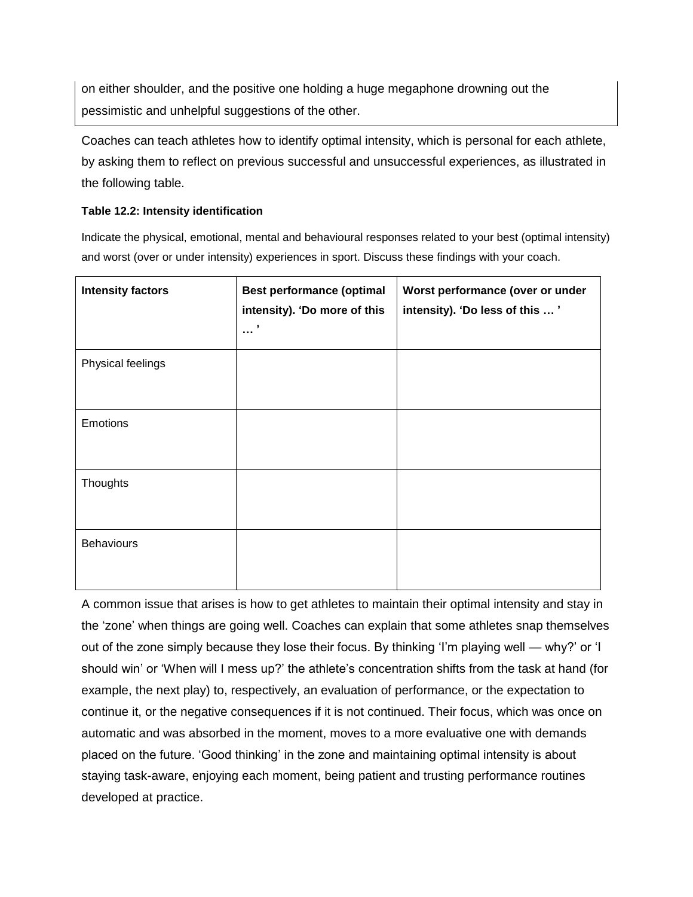on either shoulder, and the positive one holding a huge megaphone drowning out the pessimistic and unhelpful suggestions of the other.

Coaches can teach athletes how to identify optimal intensity, which is personal for each athlete, by asking them to reflect on previous successful and unsuccessful experiences, as illustrated in the following table.

**Table 12.2: Intensity identification**

Indicate the physical, emotional, mental and behavioural responses related to your best (optimal intensity) and worst (over or under intensity) experiences in sport. Discuss these findings with your coach.

| **Intensity factors** | **Best performance (optimal intensity). 'Do more of this … '** | **Worst performance (over or under intensity). 'Do less of this … '** |
|---|---|---|
| Physical feelings | | |
| Emotions | | |
| Thoughts | | |
| Behaviours | | |

A common issue that arises is how to get athletes to maintain their optimal intensity and stay in the 'zone' when things are going well. Coaches can explain that some athletes snap themselves out of the zone simply because they lose their focus. By thinking 'I'm playing well — why?' or 'I should win' or 'When will I mess up?' the athlete's concentration shifts from the task at hand (for example, the next play) to, respectively, an evaluation of performance, or the expectation to continue it, or the negative consequences if it is not continued. Their focus, which was once on automatic and was absorbed in the moment, moves to a more evaluative one with demands placed on the future. 'Good thinking' in the zone and maintaining optimal intensity is about staying task-aware, enjoying each moment, being patient and trusting performance routines developed at practice.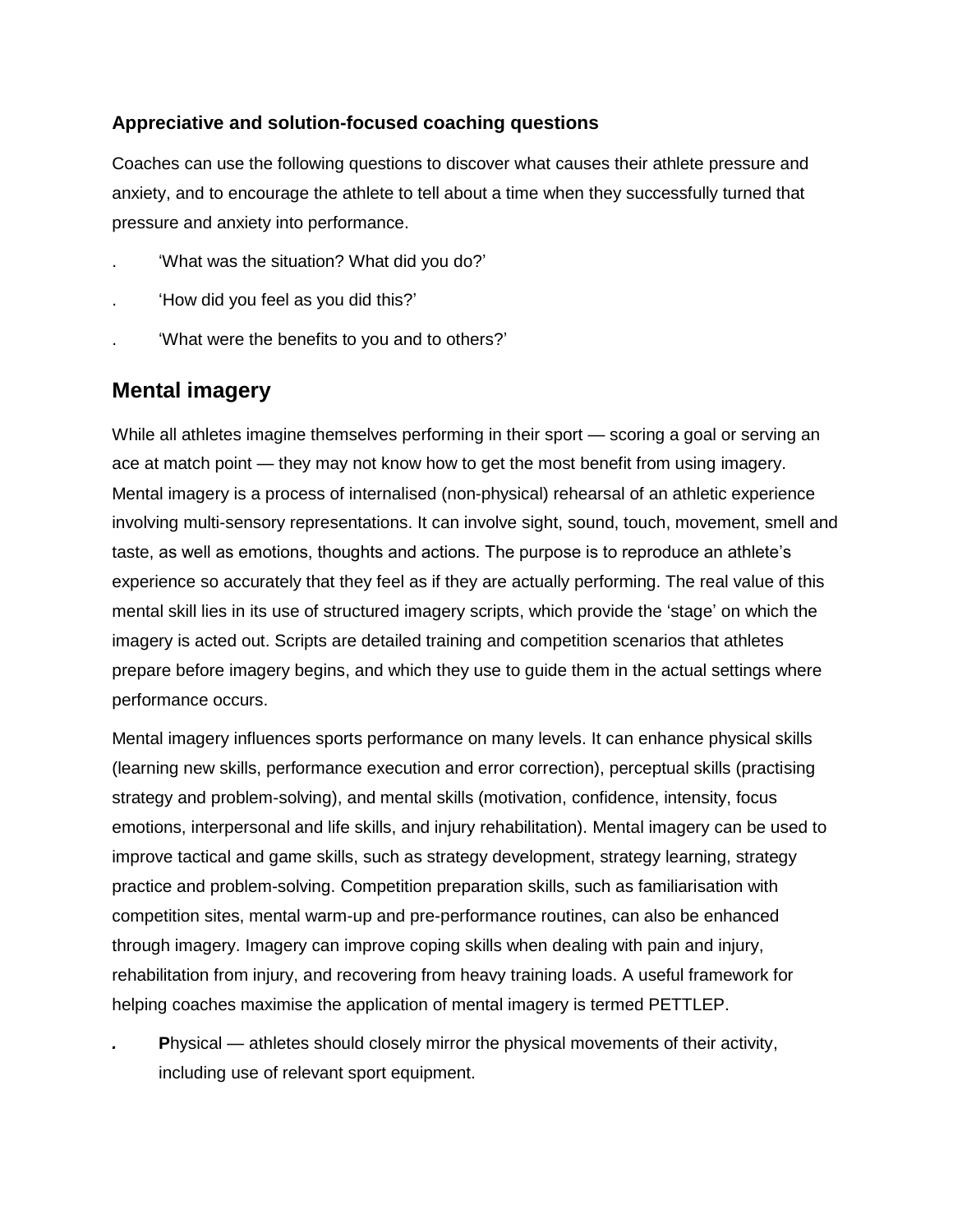### Appreciative and solution-focused coaching questions

Coaches can use the following questions to discover what causes their athlete pressure and anxiety, and to encourage the athlete to tell about a time when they successfully turned that pressure and anxiety into performance.

- 'What was the situation? What did you do?'
- 'How did you feel as you did this?'
- 'What were the benefits to you and to others?'

## Mental imagery

While all athletes imagine themselves performing in their sport — scoring a goal or serving an ace at match point — they may not know how to get the most benefit from using imagery. Mental imagery is a process of internalised (non-physical) rehearsal of an athletic experience involving multi-sensory representations. It can involve sight, sound, touch, movement, smell and taste, as well as emotions, thoughts and actions. The purpose is to reproduce an athlete's experience so accurately that they feel as if they are actually performing. The real value of this mental skill lies in its use of structured imagery scripts, which provide the 'stage' on which the imagery is acted out. Scripts are detailed training and competition scenarios that athletes prepare before imagery begins, and which they use to guide them in the actual settings where performance occurs.

Mental imagery influences sports performance on many levels. It can enhance physical skills (learning new skills, performance execution and error correction), perceptual skills (practising strategy and problem-solving), and mental skills (motivation, confidence, intensity, focus emotions, interpersonal and life skills, and injury rehabilitation). Mental imagery can be used to improve tactical and game skills, such as strategy development, strategy learning, strategy practice and problem-solving. Competition preparation skills, such as familiarisation with competition sites, mental warm-up and pre-performance routines, can also be enhanced through imagery. Imagery can improve coping skills when dealing with pain and injury, rehabilitation from injury, and recovering from heavy training loads. A useful framework for helping coaches maximise the application of mental imagery is termed PETTLEP.

- **P**hysical — athletes should closely mirror the physical movements of their activity, including use of relevant sport equipment.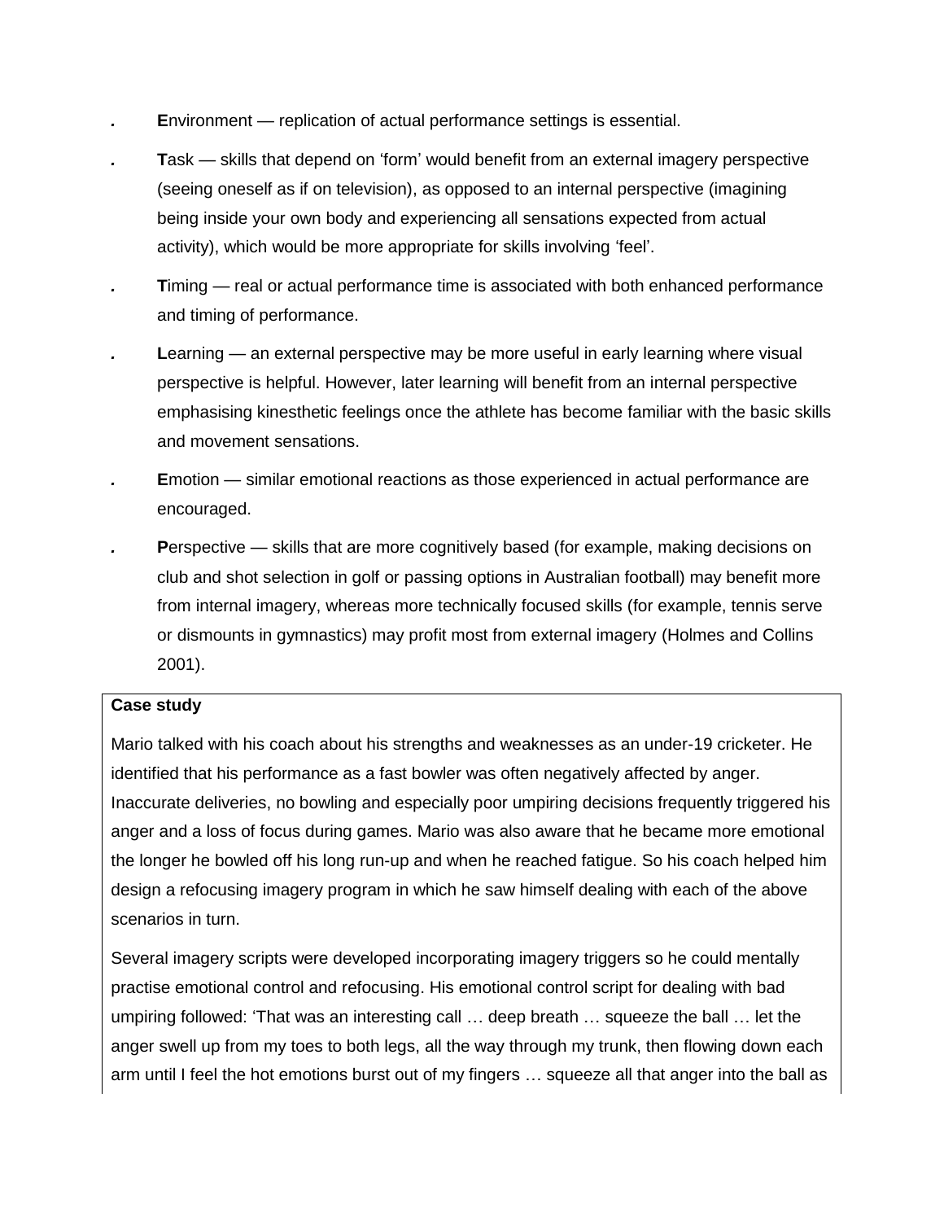- **E**nvironment — replication of actual performance settings is essential.
- **T**ask — skills that depend on 'form' would benefit from an external imagery perspective (seeing oneself as if on television), as opposed to an internal perspective (imagining being inside your own body and experiencing all sensations expected from actual activity), which would be more appropriate for skills involving 'feel'.
- **T**iming — real or actual performance time is associated with both enhanced performance and timing of performance.
- **L**earning — an external perspective may be more useful in early learning where visual perspective is helpful. However, later learning will benefit from an internal perspective emphasising kinesthetic feelings once the athlete has become familiar with the basic skills and movement sensations.
- **E**motion — similar emotional reactions as those experienced in actual performance are encouraged.
- **P**erspective — skills that are more cognitively based (for example, making decisions on club and shot selection in golf or passing options in Australian football) may benefit more from internal imagery, whereas more technically focused skills (for example, tennis serve or dismounts in gymnastics) may profit most from external imagery (Holmes and Collins 2001).

**Case study**

Mario talked with his coach about his strengths and weaknesses as an under-19 cricketer. He identified that his performance as a fast bowler was often negatively affected by anger. Inaccurate deliveries, no bowling and especially poor umpiring decisions frequently triggered his anger and a loss of focus during games. Mario was also aware that he became more emotional the longer he bowled off his long run-up and when he reached fatigue. So his coach helped him design a refocusing imagery program in which he saw himself dealing with each of the above scenarios in turn.

Several imagery scripts were developed incorporating imagery triggers so he could mentally practise emotional control and refocusing. His emotional control script for dealing with bad umpiring followed: 'That was an interesting call … deep breath … squeeze the ball … let the anger swell up from my toes to both legs, all the way through my trunk, then flowing down each arm until I feel the hot emotions burst out of my fingers … squeeze all that anger into the ball as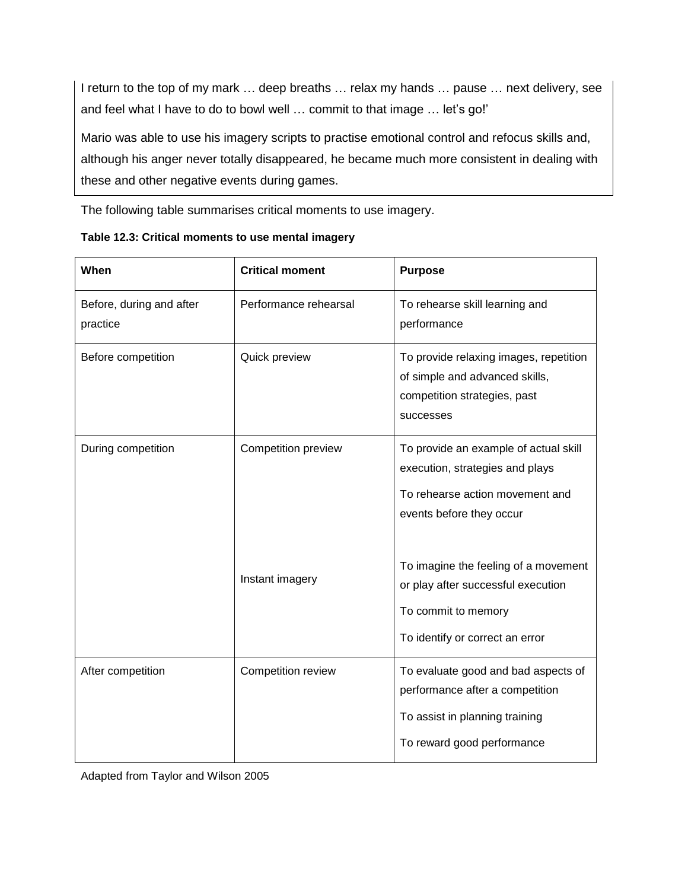I return to the top of my mark … deep breaths … relax my hands … pause … next delivery, see and feel what I have to do to bowl well … commit to that image … let's go!'

Mario was able to use his imagery scripts to practise emotional control and refocus skills and, although his anger never totally disappeared, he became much more consistent in dealing with these and other negative events during games.

The following table summarises critical moments to use imagery.

**Table 12.3: Critical moments to use mental imagery**

| When | Critical moment | Purpose |
|---|---|---|
| Before, during and after practice | Performance rehearsal | To rehearse skill learning and performance |
| Before competition | Quick preview | To provide relaxing images, repetition of simple and advanced skills, competition strategies, past successes |
| During competition | Competition preview | To provide an example of actual skill execution, strategies and plays<br>To rehearse action movement and events before they occur |
| | Instant imagery | To imagine the feeling of a movement or play after successful execution<br>To commit to memory<br>To identify or correct an error |
| After competition | Competition review | To evaluate good and bad aspects of performance after a competition<br>To assist in planning training<br>To reward good performance |

Adapted from Taylor and Wilson 2005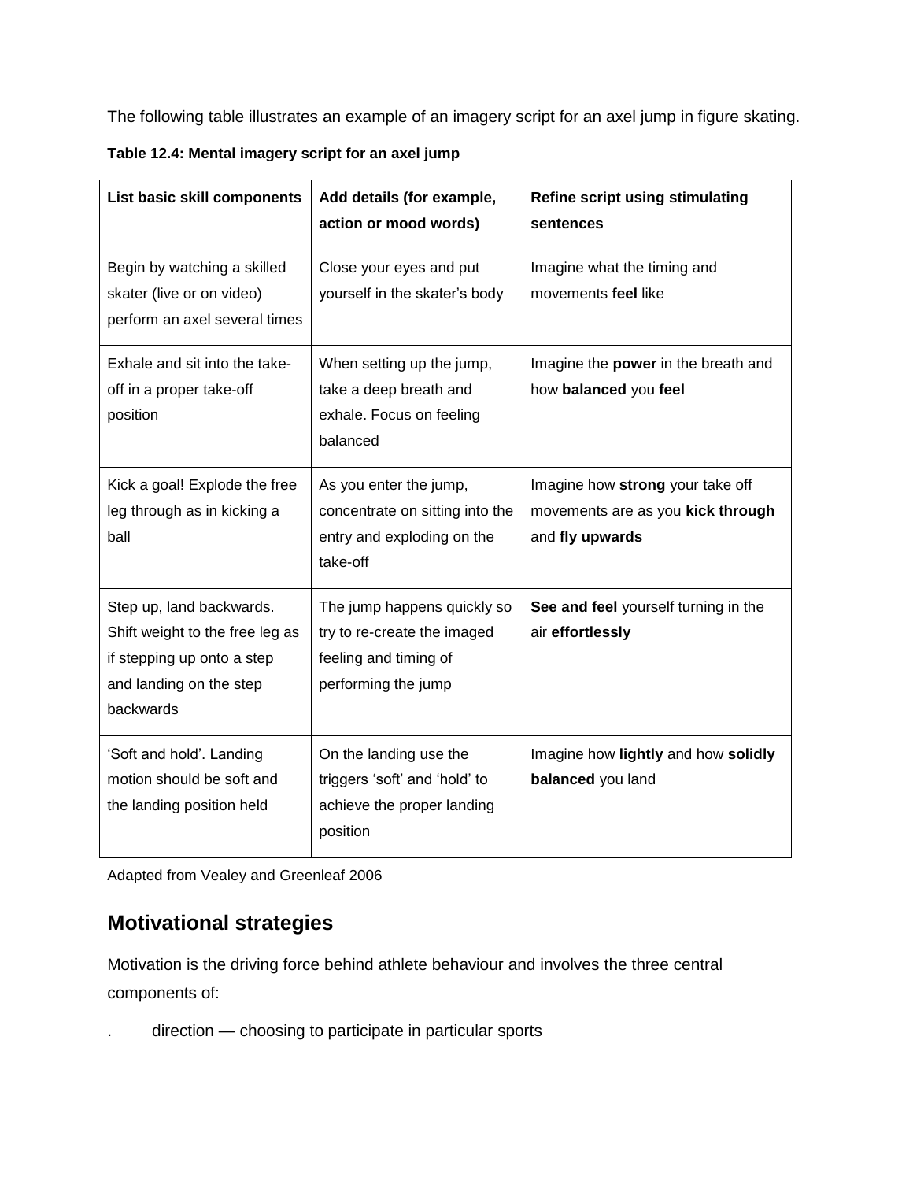The following table illustrates an example of an imagery script for an axel jump in figure skating.

**Table 12.4: Mental imagery script for an axel jump**

| List basic skill components | Add details (for example, action or mood words) | Refine script using stimulating sentences |
|---|---|---|
| Begin by watching a skilled skater (live or on video) perform an axel several times | Close your eyes and put yourself in the skater's body | Imagine what the timing and movements **feel** like |
| Exhale and sit into the take-off in a proper take-off position | When setting up the jump, take a deep breath and exhale. Focus on feeling balanced | Imagine the **power** in the breath and how **balanced** you **feel** |
| Kick a goal! Explode the free leg through as in kicking a ball | As you enter the jump, concentrate on sitting into the entry and exploding on the take-off | Imagine how **strong** your take off movements are as you **kick through** and **fly upwards** |
| Step up, land backwards. Shift weight to the free leg as if stepping up onto a step and landing on the step backwards | The jump happens quickly so try to re-create the imaged feeling and timing of performing the jump | **See and feel** yourself turning in the air **effortlessly** |
| 'Soft and hold'. Landing motion should be soft and the landing position held | On the landing use the triggers 'soft' and 'hold' to achieve the proper landing position | Imagine how **lightly** and how **solidly balanced** you land |

Adapted from Vealey and Greenleaf 2006

## Motivational strategies

Motivation is the driving force behind athlete behaviour and involves the three central components of:

- direction — choosing to participate in particular sports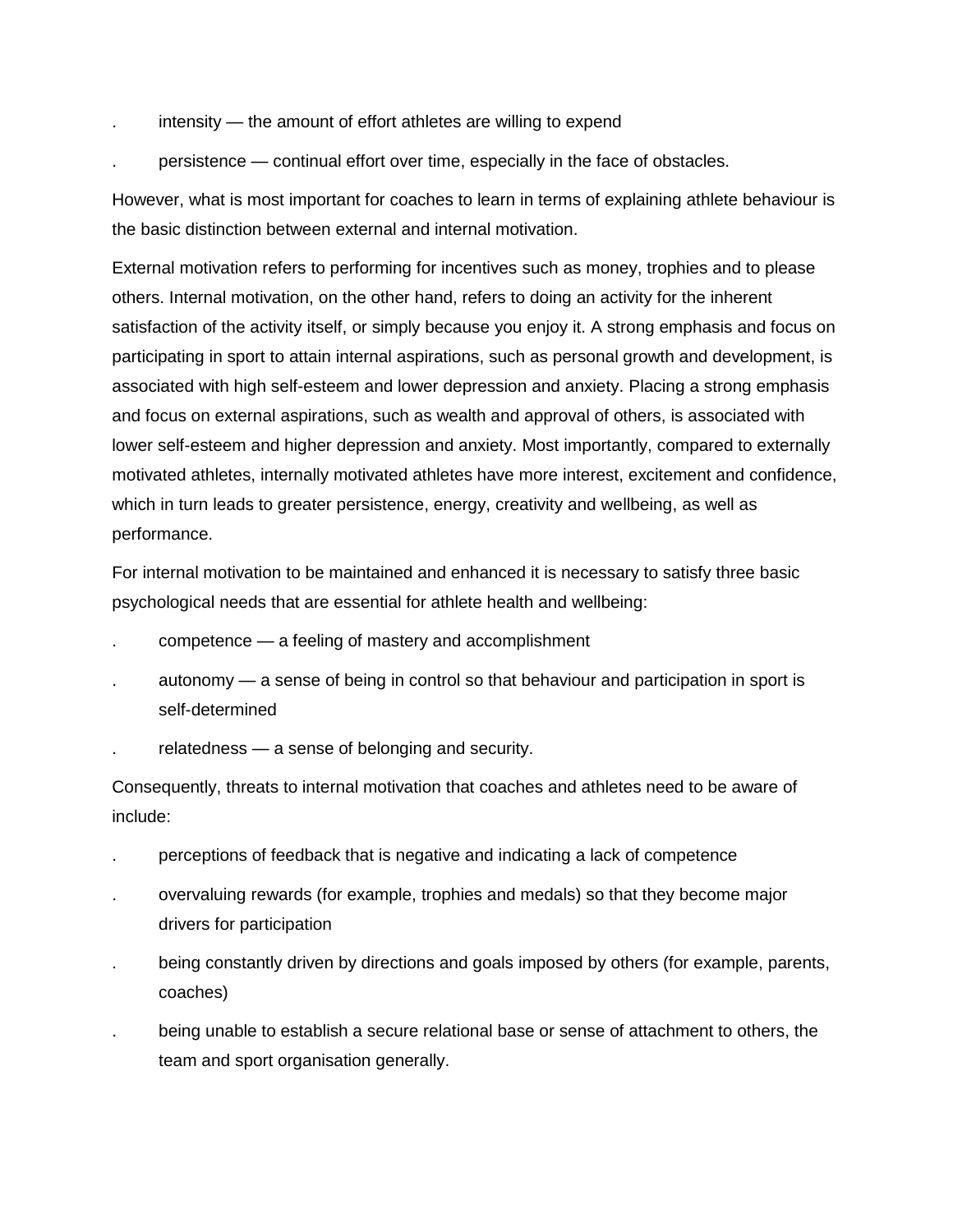- intensity — the amount of effort athletes are willing to expend
- persistence — continual effort over time, especially in the face of obstacles.

However, what is most important for coaches to learn in terms of explaining athlete behaviour is the basic distinction between external and internal motivation.

External motivation refers to performing for incentives such as money, trophies and to please others. Internal motivation, on the other hand, refers to doing an activity for the inherent satisfaction of the activity itself, or simply because you enjoy it. A strong emphasis and focus on participating in sport to attain internal aspirations, such as personal growth and development, is associated with high self-esteem and lower depression and anxiety. Placing a strong emphasis and focus on external aspirations, such as wealth and approval of others, is associated with lower self-esteem and higher depression and anxiety. Most importantly, compared to externally motivated athletes, internally motivated athletes have more interest, excitement and confidence, which in turn leads to greater persistence, energy, creativity and wellbeing, as well as performance.

For internal motivation to be maintained and enhanced it is necessary to satisfy three basic psychological needs that are essential for athlete health and wellbeing:

- competence — a feeling of mastery and accomplishment
- autonomy — a sense of being in control so that behaviour and participation in sport is self-determined
- relatedness — a sense of belonging and security.

Consequently, threats to internal motivation that coaches and athletes need to be aware of include:

- perceptions of feedback that is negative and indicating a lack of competence
- overvaluing rewards (for example, trophies and medals) so that they become major drivers for participation
- being constantly driven by directions and goals imposed by others (for example, parents, coaches)
- being unable to establish a secure relational base or sense of attachment to others, the team and sport organisation generally.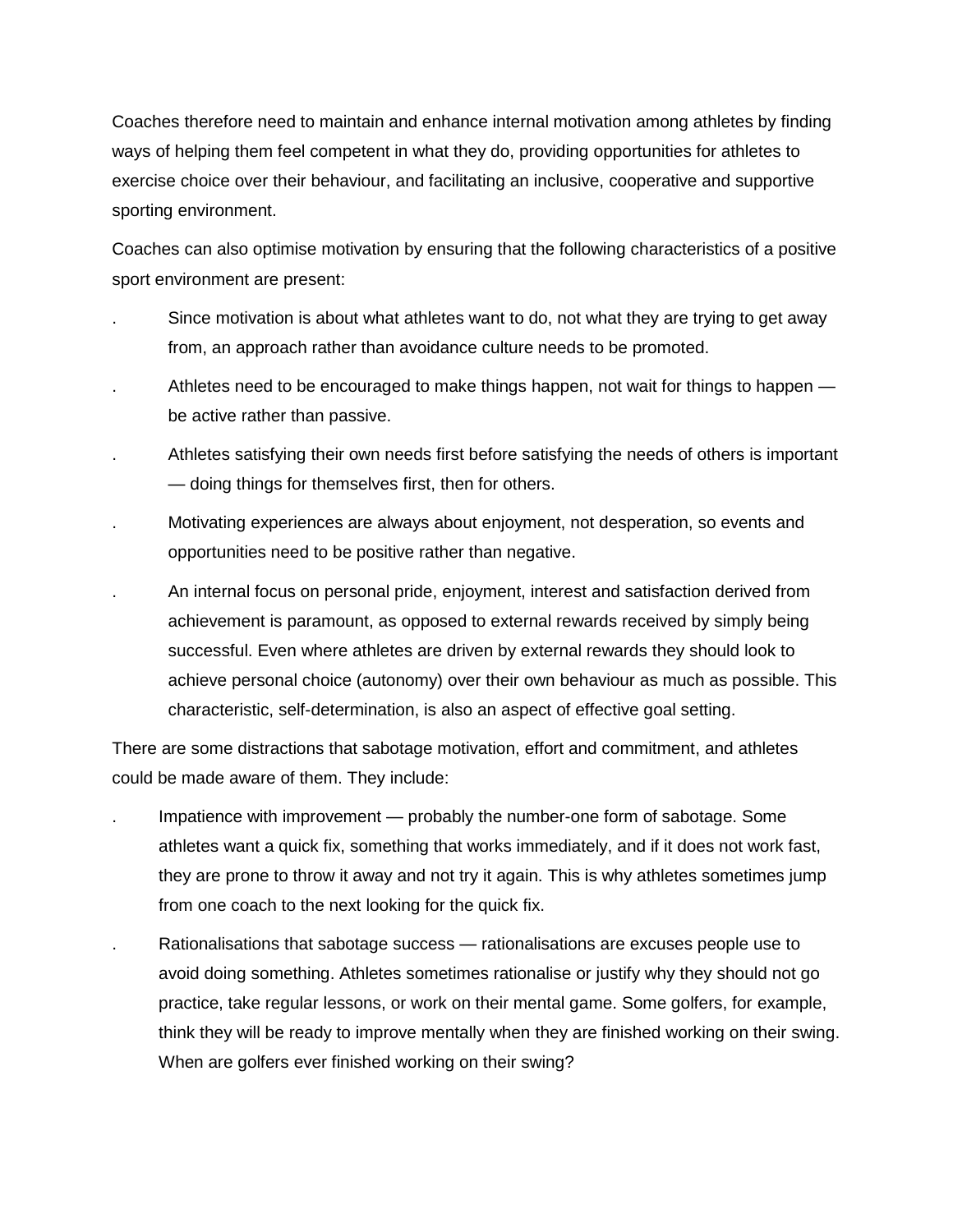Coaches therefore need to maintain and enhance internal motivation among athletes by finding ways of helping them feel competent in what they do, providing opportunities for athletes to exercise choice over their behaviour, and facilitating an inclusive, cooperative and supportive sporting environment.

Coaches can also optimise motivation by ensuring that the following characteristics of a positive sport environment are present:

- Since motivation is about what athletes want to do, not what they are trying to get away from, an approach rather than avoidance culture needs to be promoted.
- Athletes need to be encouraged to make things happen, not wait for things to happen — be active rather than passive.
- Athletes satisfying their own needs first before satisfying the needs of others is important — doing things for themselves first, then for others.
- Motivating experiences are always about enjoyment, not desperation, so events and opportunities need to be positive rather than negative.
- An internal focus on personal pride, enjoyment, interest and satisfaction derived from achievement is paramount, as opposed to external rewards received by simply being successful. Even where athletes are driven by external rewards they should look to achieve personal choice (autonomy) over their own behaviour as much as possible. This characteristic, self-determination, is also an aspect of effective goal setting.

There are some distractions that sabotage motivation, effort and commitment, and athletes could be made aware of them. They include:

- Impatience with improvement — probably the number-one form of sabotage. Some athletes want a quick fix, something that works immediately, and if it does not work fast, they are prone to throw it away and not try it again. This is why athletes sometimes jump from one coach to the next looking for the quick fix.
- Rationalisations that sabotage success — rationalisations are excuses people use to avoid doing something. Athletes sometimes rationalise or justify why they should not go practice, take regular lessons, or work on their mental game. Some golfers, for example, think they will be ready to improve mentally when they are finished working on their swing. When are golfers ever finished working on their swing?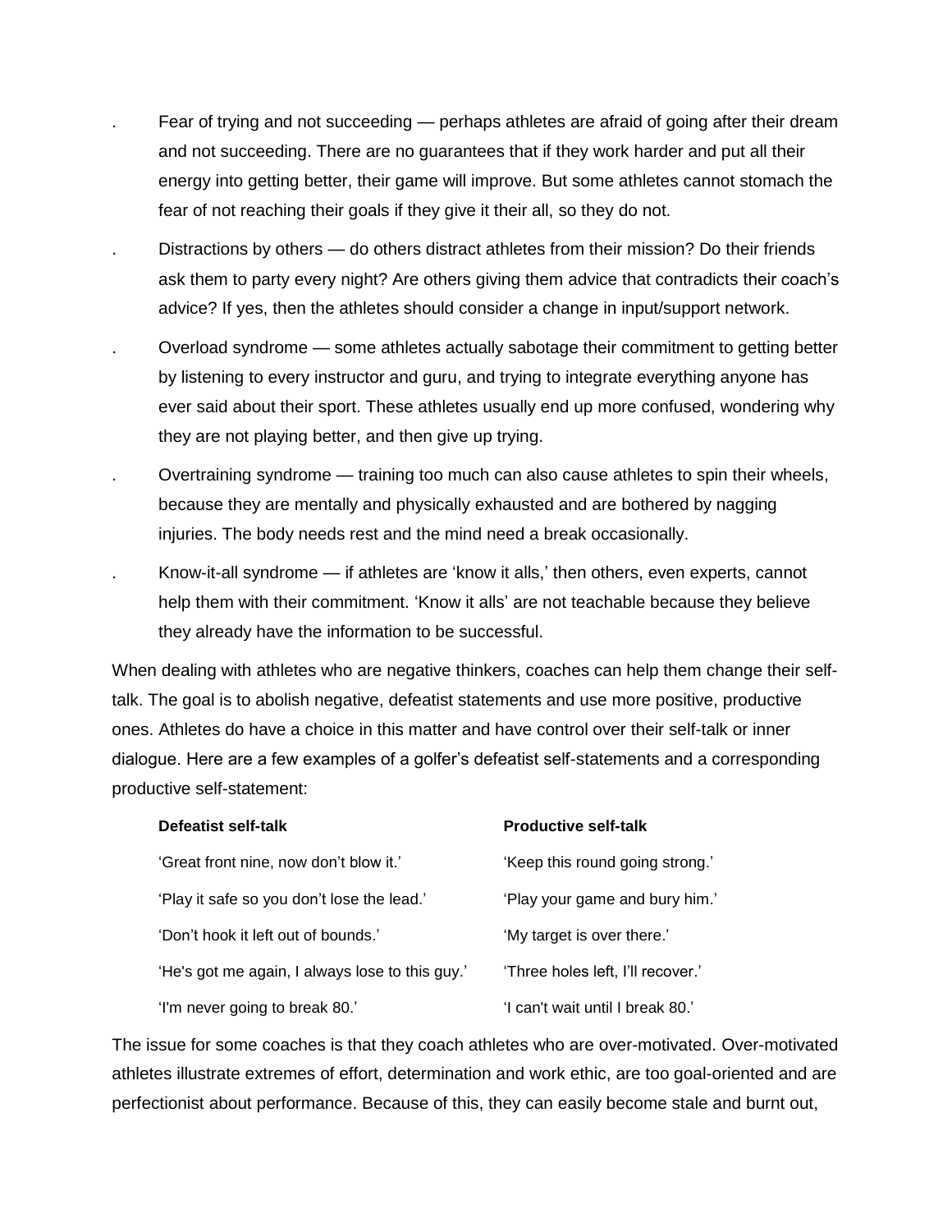- Fear of trying and not succeeding — perhaps athletes are afraid of going after their dream and not succeeding. There are no guarantees that if they work harder and put all their energy into getting better, their game will improve. But some athletes cannot stomach the fear of not reaching their goals if they give it their all, so they do not.
- Distractions by others — do others distract athletes from their mission? Do their friends ask them to party every night? Are others giving them advice that contradicts their coach's advice? If yes, then the athletes should consider a change in input/support network.
- Overload syndrome — some athletes actually sabotage their commitment to getting better by listening to every instructor and guru, and trying to integrate everything anyone has ever said about their sport. These athletes usually end up more confused, wondering why they are not playing better, and then give up trying.
- Overtraining syndrome — training too much can also cause athletes to spin their wheels, because they are mentally and physically exhausted and are bothered by nagging injuries. The body needs rest and the mind need a break occasionally.
- Know-it-all syndrome — if athletes are 'know it alls,' then others, even experts, cannot help them with their commitment. 'Know it alls' are not teachable because they believe they already have the information to be successful.

When dealing with athletes who are negative thinkers, coaches can help them change their self-talk. The goal is to abolish negative, defeatist statements and use more positive, productive ones. Athletes do have a choice in this matter and have control over their self-talk or inner dialogue. Here are a few examples of a golfer's defeatist self-statements and a corresponding productive self-statement:

| **Defeatist self-talk** | **Productive self-talk** |
| --- | --- |
| 'Great front nine, now don't blow it.' | 'Keep this round going strong.' |
| 'Play it safe so you don't lose the lead.' | 'Play your game and bury him.' |
| 'Don't hook it left out of bounds.' | 'My target is over there.' |
| 'He's got me again, I always lose to this guy.' | 'Three holes left, I'll recover.' |
| 'I'm never going to break 80.' | 'I can't wait until I break 80.' |

The issue for some coaches is that they coach athletes who are over-motivated. Over-motivated athletes illustrate extremes of effort, determination and work ethic, are too goal-oriented and are perfectionist about performance. Because of this, they can easily become stale and burnt out,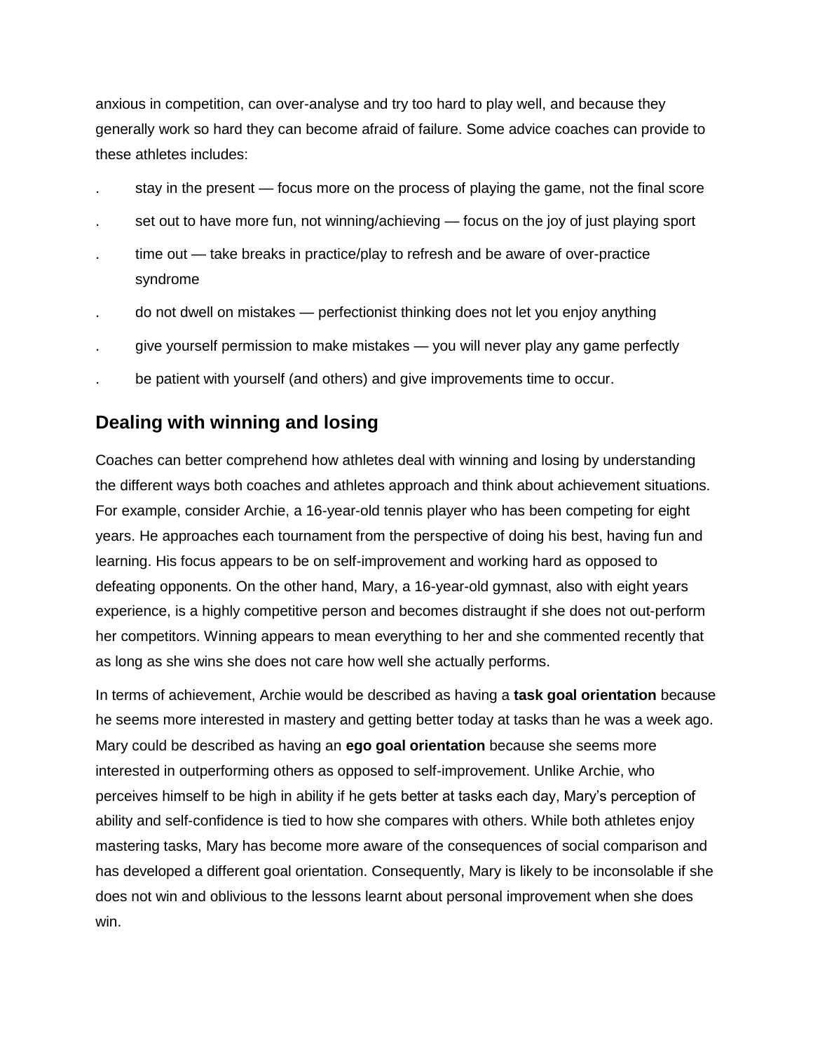anxious in competition, can over-analyse and try too hard to play well, and because they generally work so hard they can become afraid of failure. Some advice coaches can provide to these athletes includes:

- stay in the present — focus more on the process of playing the game, not the final score
- set out to have more fun, not winning/achieving — focus on the joy of just playing sport
- time out — take breaks in practice/play to refresh and be aware of over-practice syndrome
- do not dwell on mistakes — perfectionist thinking does not let you enjoy anything
- give yourself permission to make mistakes — you will never play any game perfectly
- be patient with yourself (and others) and give improvements time to occur.

## Dealing with winning and losing

Coaches can better comprehend how athletes deal with winning and losing by understanding the different ways both coaches and athletes approach and think about achievement situations. For example, consider Archie, a 16-year-old tennis player who has been competing for eight years. He approaches each tournament from the perspective of doing his best, having fun and learning. His focus appears to be on self-improvement and working hard as opposed to defeating opponents. On the other hand, Mary, a 16-year-old gymnast, also with eight years experience, is a highly competitive person and becomes distraught if she does not out-perform her competitors. Winning appears to mean everything to her and she commented recently that as long as she wins she does not care how well she actually performs.

In terms of achievement, Archie would be described as having a **task goal orientation** because he seems more interested in mastery and getting better today at tasks than he was a week ago. Mary could be described as having an **ego goal orientation** because she seems more interested in outperforming others as opposed to self-improvement. Unlike Archie, who perceives himself to be high in ability if he gets better at tasks each day, Mary's perception of ability and self-confidence is tied to how she compares with others. While both athletes enjoy mastering tasks, Mary has become more aware of the consequences of social comparison and has developed a different goal orientation. Consequently, Mary is likely to be inconsolable if she does not win and oblivious to the lessons learnt about personal improvement when she does win.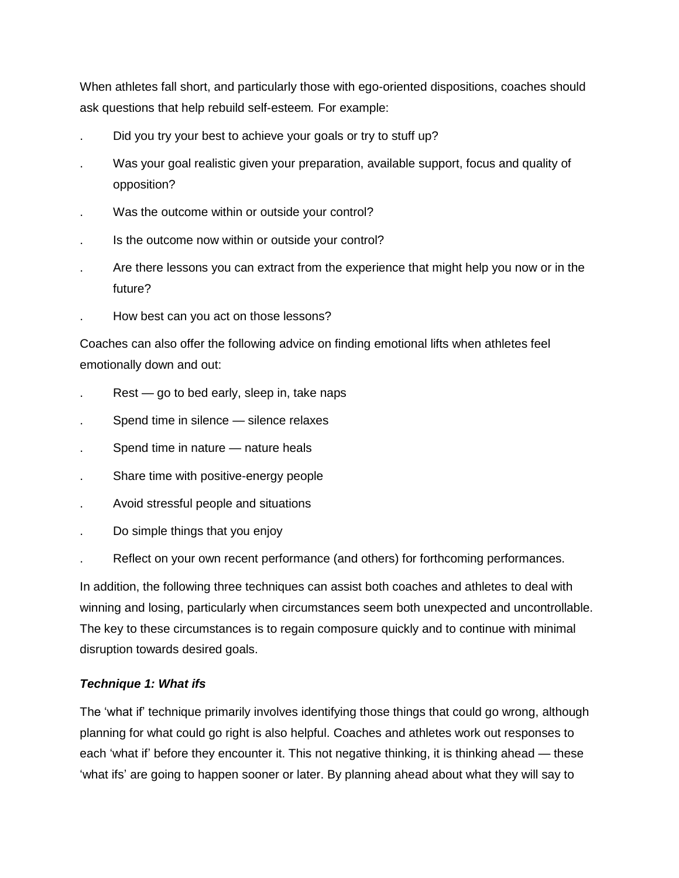When athletes fall short, and particularly those with ego-oriented dispositions, coaches should ask questions that help rebuild self-esteem*.* For example:

- Did you try your best to achieve your goals or try to stuff up?
- Was your goal realistic given your preparation, available support, focus and quality of opposition?
- Was the outcome within or outside your control?
- Is the outcome now within or outside your control?
- Are there lessons you can extract from the experience that might help you now or in the future?
- How best can you act on those lessons?

Coaches can also offer the following advice on finding emotional lifts when athletes feel emotionally down and out:

- Rest — go to bed early, sleep in, take naps
- Spend time in silence — silence relaxes
- Spend time in nature — nature heals
- Share time with positive-energy people
- Avoid stressful people and situations
- Do simple things that you enjoy
- Reflect on your own recent performance (and others) for forthcoming performances.

In addition, the following three techniques can assist both coaches and athletes to deal with winning and losing, particularly when circumstances seem both unexpected and uncontrollable. The key to these circumstances is to regain composure quickly and to continue with minimal disruption towards desired goals.

***Technique 1: What ifs***

The 'what if' technique primarily involves identifying those things that could go wrong, although planning for what could go right is also helpful. Coaches and athletes work out responses to each 'what if' before they encounter it. This not negative thinking, it is thinking ahead — these 'what ifs' are going to happen sooner or later. By planning ahead about what they will say to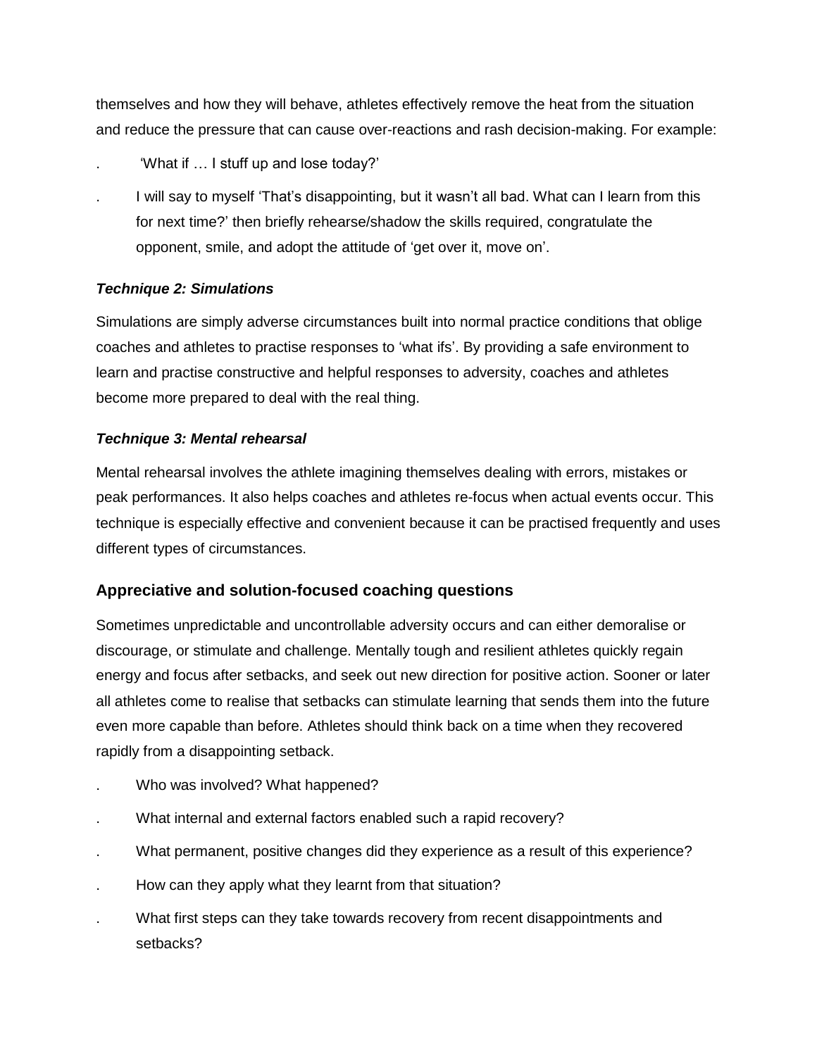themselves and how they will behave, athletes effectively remove the heat from the situation and reduce the pressure that can cause over-reactions and rash decision-making. For example:

- 'What if … I stuff up and lose today?'
- I will say to myself 'That's disappointing, but it wasn't all bad. What can I learn from this for next time?' then briefly rehearse/shadow the skills required, congratulate the opponent, smile, and adopt the attitude of 'get over it, move on'.

***Technique 2: Simulations***

Simulations are simply adverse circumstances built into normal practice conditions that oblige coaches and athletes to practise responses to 'what ifs'. By providing a safe environment to learn and practise constructive and helpful responses to adversity, coaches and athletes become more prepared to deal with the real thing.

***Technique 3: Mental rehearsal***

Mental rehearsal involves the athlete imagining themselves dealing with errors, mistakes or peak performances. It also helps coaches and athletes re-focus when actual events occur. This technique is especially effective and convenient because it can be practised frequently and uses different types of circumstances.

## Appreciative and solution-focused coaching questions

Sometimes unpredictable and uncontrollable adversity occurs and can either demoralise or discourage, or stimulate and challenge. Mentally tough and resilient athletes quickly regain energy and focus after setbacks, and seek out new direction for positive action. Sooner or later all athletes come to realise that setbacks can stimulate learning that sends them into the future even more capable than before. Athletes should think back on a time when they recovered rapidly from a disappointing setback.

- Who was involved? What happened?
- What internal and external factors enabled such a rapid recovery?
- What permanent, positive changes did they experience as a result of this experience?
- How can they apply what they learnt from that situation?
- What first steps can they take towards recovery from recent disappointments and setbacks?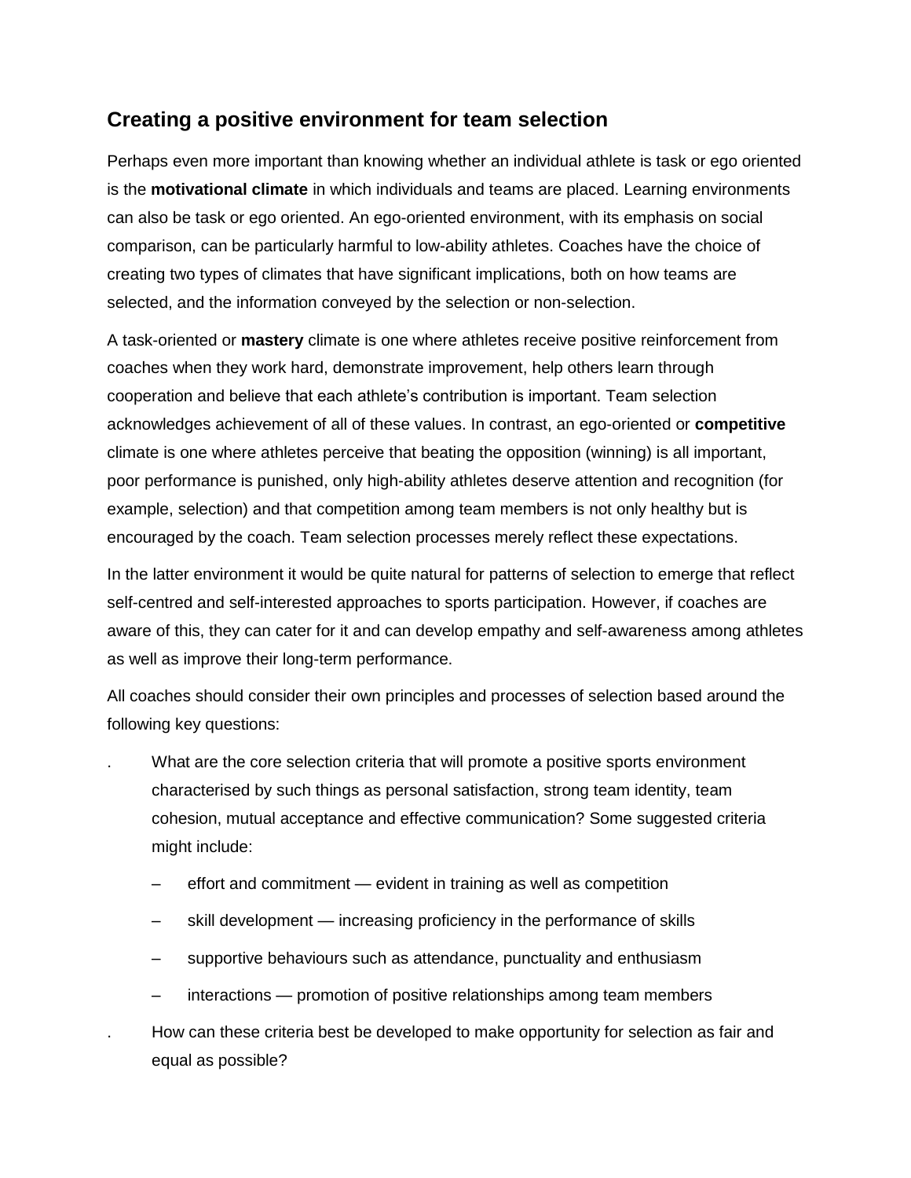## Creating a positive environment for team selection

Perhaps even more important than knowing whether an individual athlete is task or ego oriented is the **motivational climate** in which individuals and teams are placed. Learning environments can also be task or ego oriented. An ego-oriented environment, with its emphasis on social comparison, can be particularly harmful to low-ability athletes. Coaches have the choice of creating two types of climates that have significant implications, both on how teams are selected, and the information conveyed by the selection or non-selection.

A task-oriented or **mastery** climate is one where athletes receive positive reinforcement from coaches when they work hard, demonstrate improvement, help others learn through cooperation and believe that each athlete's contribution is important. Team selection acknowledges achievement of all of these values. In contrast, an ego-oriented or **competitive** climate is one where athletes perceive that beating the opposition (winning) is all important, poor performance is punished, only high-ability athletes deserve attention and recognition (for example, selection) and that competition among team members is not only healthy but is encouraged by the coach. Team selection processes merely reflect these expectations.

In the latter environment it would be quite natural for patterns of selection to emerge that reflect self-centred and self-interested approaches to sports participation. However, if coaches are aware of this, they can cater for it and can develop empathy and self-awareness among athletes as well as improve their long-term performance.

All coaches should consider their own principles and processes of selection based around the following key questions:

- What are the core selection criteria that will promote a positive sports environment characterised by such things as personal satisfaction, strong team identity, team cohesion, mutual acceptance and effective communication? Some suggested criteria might include:
  - effort and commitment — evident in training as well as competition
  - skill development — increasing proficiency in the performance of skills
  - supportive behaviours such as attendance, punctuality and enthusiasm
  - interactions — promotion of positive relationships among team members
- How can these criteria best be developed to make opportunity for selection as fair and equal as possible?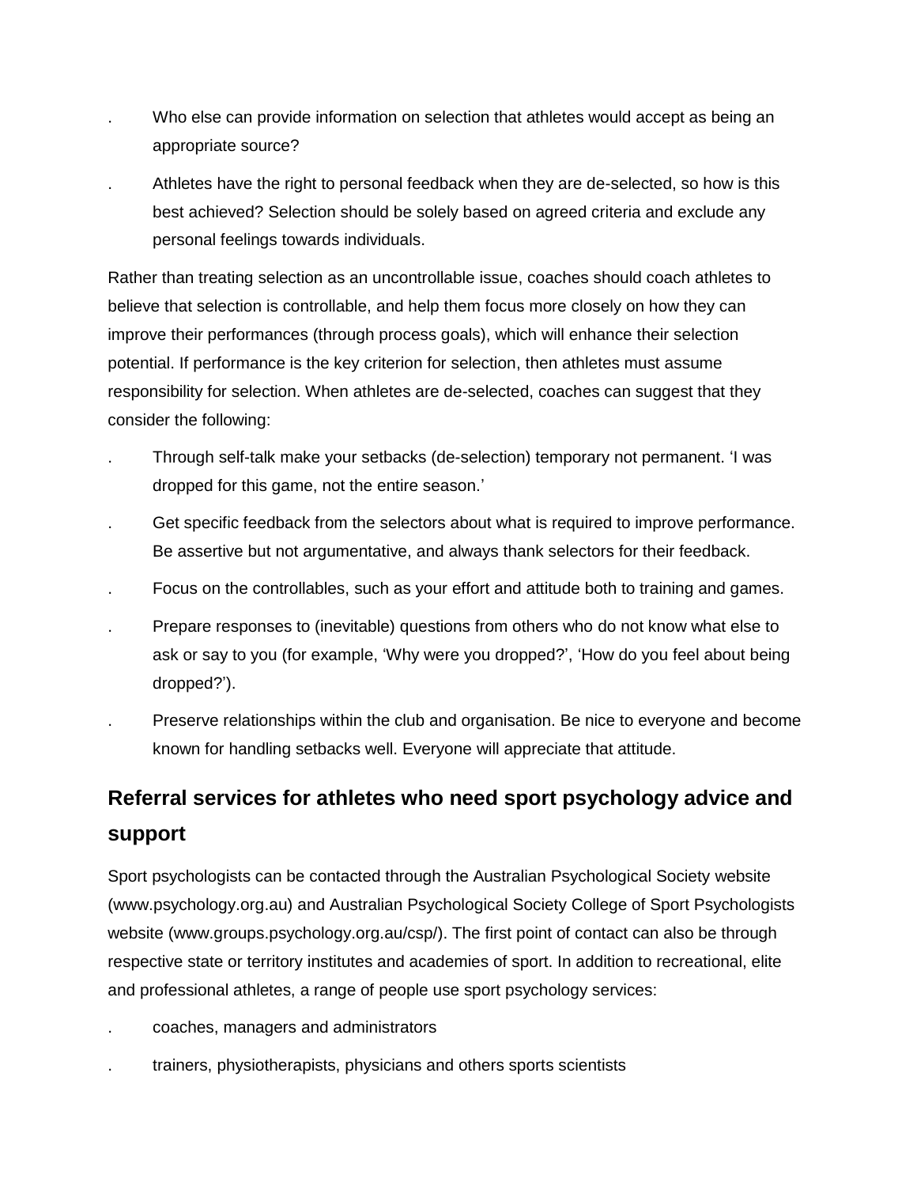- Who else can provide information on selection that athletes would accept as being an appropriate source?
- Athletes have the right to personal feedback when they are de-selected, so how is this best achieved? Selection should be solely based on agreed criteria and exclude any personal feelings towards individuals.

Rather than treating selection as an uncontrollable issue, coaches should coach athletes to believe that selection is controllable, and help them focus more closely on how they can improve their performances (through process goals), which will enhance their selection potential. If performance is the key criterion for selection, then athletes must assume responsibility for selection. When athletes are de-selected, coaches can suggest that they consider the following:

- Through self-talk make your setbacks (de-selection) temporary not permanent. 'I was dropped for this game, not the entire season.'
- Get specific feedback from the selectors about what is required to improve performance. Be assertive but not argumentative, and always thank selectors for their feedback.
- Focus on the controllables, such as your effort and attitude both to training and games.
- Prepare responses to (inevitable) questions from others who do not know what else to ask or say to you (for example, 'Why were you dropped?', 'How do you feel about being dropped?').
- Preserve relationships within the club and organisation. Be nice to everyone and become known for handling setbacks well. Everyone will appreciate that attitude.

## Referral services for athletes who need sport psychology advice and support

Sport psychologists can be contacted through the Australian Psychological Society website (www.psychology.org.au) and Australian Psychological Society College of Sport Psychologists website (www.groups.psychology.org.au/csp/). The first point of contact can also be through respective state or territory institutes and academies of sport. In addition to recreational, elite and professional athletes, a range of people use sport psychology services:

- coaches, managers and administrators
- trainers, physiotherapists, physicians and others sports scientists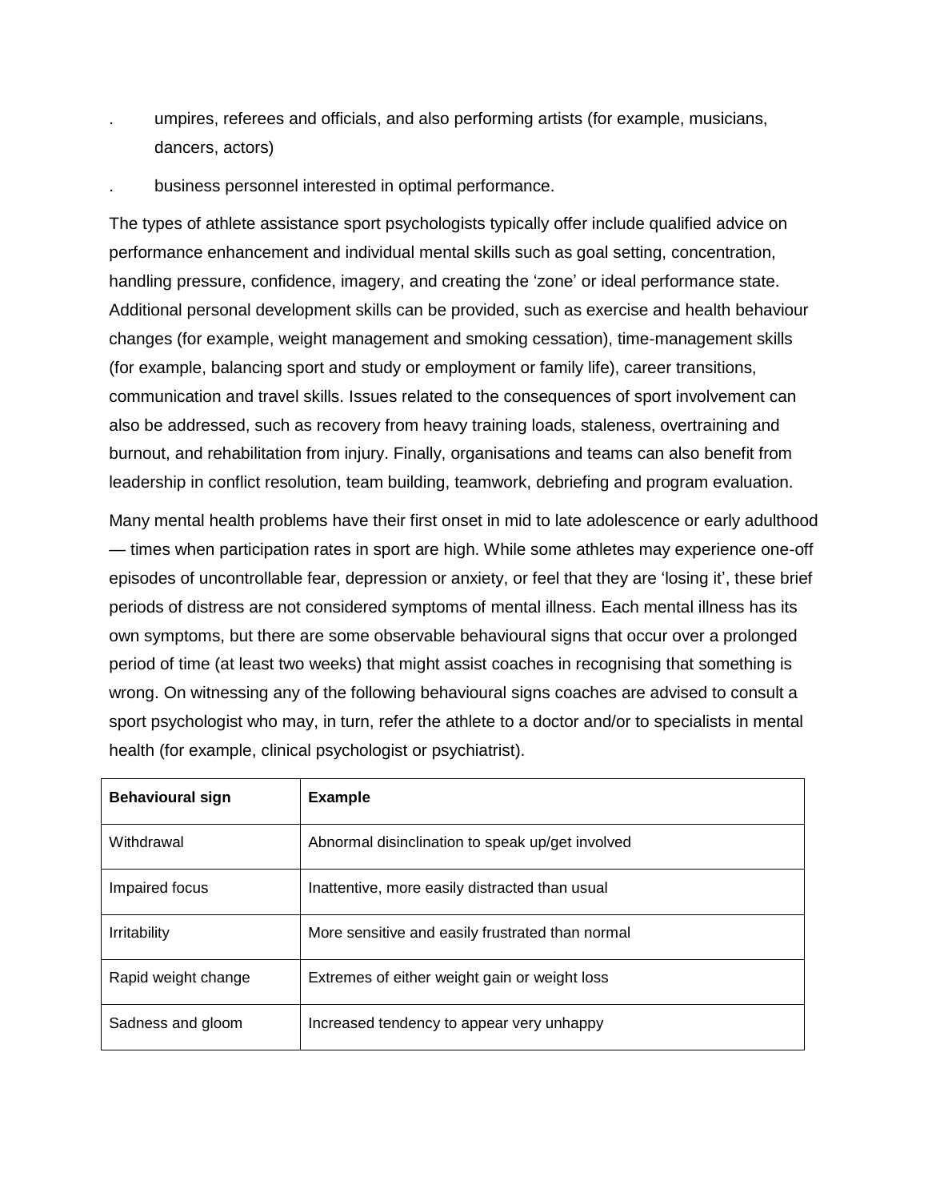- umpires, referees and officials, and also performing artists (for example, musicians, dancers, actors)
- business personnel interested in optimal performance.

The types of athlete assistance sport psychologists typically offer include qualified advice on performance enhancement and individual mental skills such as goal setting, concentration, handling pressure, confidence, imagery, and creating the 'zone' or ideal performance state. Additional personal development skills can be provided, such as exercise and health behaviour changes (for example, weight management and smoking cessation), time-management skills (for example, balancing sport and study or employment or family life), career transitions, communication and travel skills. Issues related to the consequences of sport involvement can also be addressed, such as recovery from heavy training loads, staleness, overtraining and burnout, and rehabilitation from injury. Finally, organisations and teams can also benefit from leadership in conflict resolution, team building, teamwork, debriefing and program evaluation.

Many mental health problems have their first onset in mid to late adolescence or early adulthood — times when participation rates in sport are high. While some athletes may experience one-off episodes of uncontrollable fear, depression or anxiety, or feel that they are 'losing it', these brief periods of distress are not considered symptoms of mental illness. Each mental illness has its own symptoms, but there are some observable behavioural signs that occur over a prolonged period of time (at least two weeks) that might assist coaches in recognising that something is wrong. On witnessing any of the following behavioural signs coaches are advised to consult a sport psychologist who may, in turn, refer the athlete to a doctor and/or to specialists in mental health (for example, clinical psychologist or psychiatrist).

| Behavioural sign | Example |
|---|---|
| Withdrawal | Abnormal disinclination to speak up/get involved |
| Impaired focus | Inattentive, more easily distracted than usual |
| Irritability | More sensitive and easily frustrated than normal |
| Rapid weight change | Extremes of either weight gain or weight loss |
| Sadness and gloom | Increased tendency to appear very unhappy |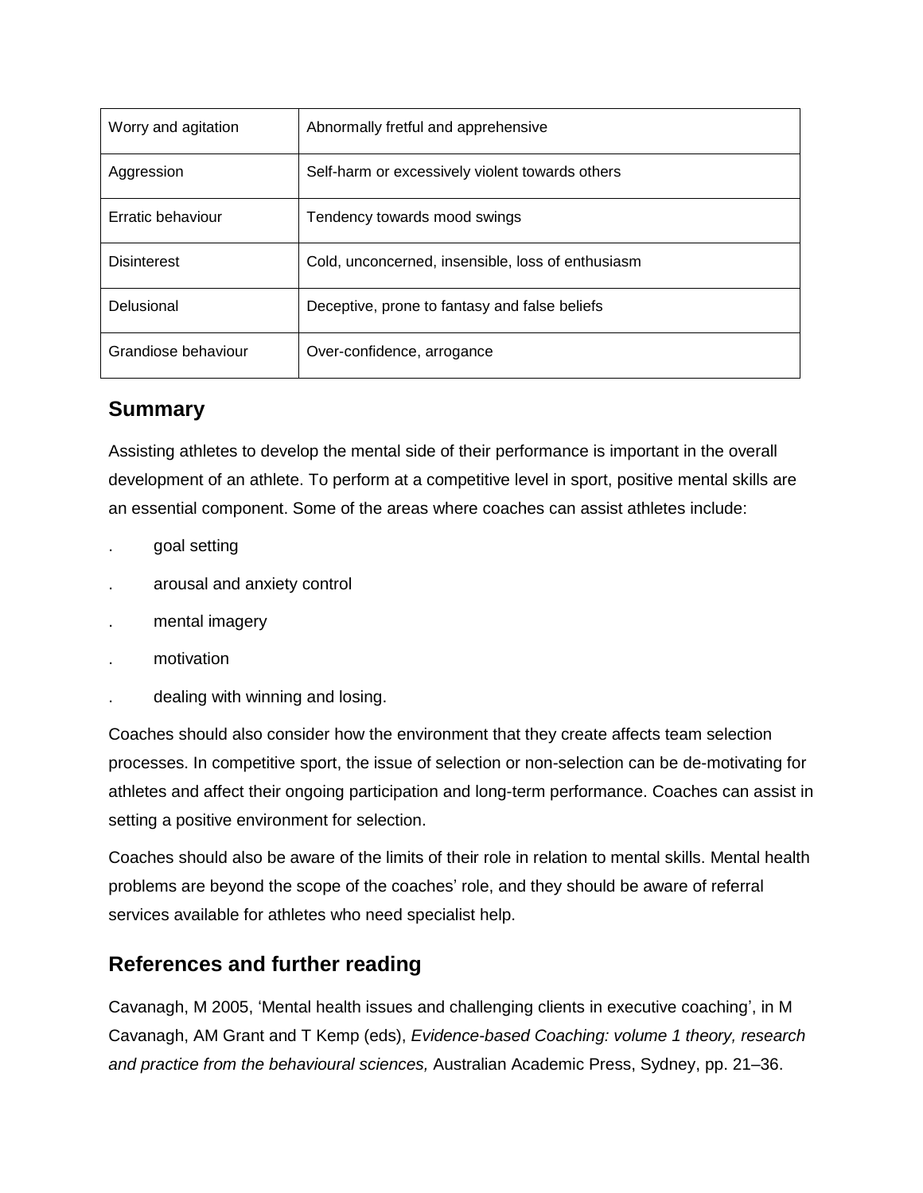| Worry and agitation | Abnormally fretful and apprehensive |
|---|---|
| Aggression | Self-harm or excessively violent towards others |
| Erratic behaviour | Tendency towards mood swings |
| Disinterest | Cold, unconcerned, insensible, loss of enthusiasm |
| Delusional | Deceptive, prone to fantasy and false beliefs |
| Grandiose behaviour | Over-confidence, arrogance |

## Summary

Assisting athletes to develop the mental side of their performance is important in the overall development of an athlete. To perform at a competitive level in sport, positive mental skills are an essential component. Some of the areas where coaches can assist athletes include:

- goal setting
- arousal and anxiety control
- mental imagery
- motivation
- dealing with winning and losing.

Coaches should also consider how the environment that they create affects team selection processes. In competitive sport, the issue of selection or non-selection can be de-motivating for athletes and affect their ongoing participation and long-term performance. Coaches can assist in setting a positive environment for selection.

Coaches should also be aware of the limits of their role in relation to mental skills. Mental health problems are beyond the scope of the coaches' role, and they should be aware of referral services available for athletes who need specialist help.

## References and further reading

Cavanagh, M 2005, 'Mental health issues and challenging clients in executive coaching', in M Cavanagh, AM Grant and T Kemp (eds), *Evidence-based Coaching: volume 1 theory, research and practice from the behavioural sciences,* Australian Academic Press, Sydney, pp. 21–36.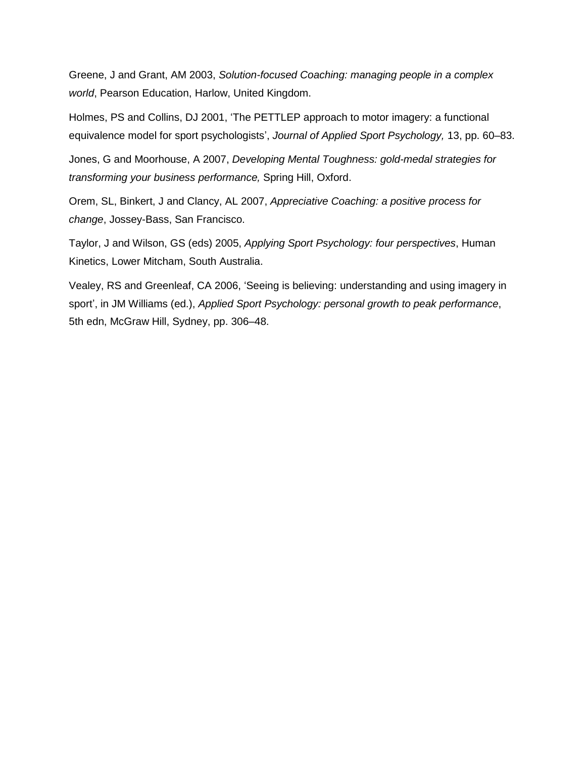Greene, J and Grant, AM 2003, *Solution-focused Coaching: managing people in a complex world*, Pearson Education, Harlow, United Kingdom.

Holmes, PS and Collins, DJ 2001, 'The PETTLEP approach to motor imagery: a functional equivalence model for sport psychologists', *Journal of Applied Sport Psychology,* 13, pp. 60–83.

Jones, G and Moorhouse, A 2007, *Developing Mental Toughness: gold-medal strategies for transforming your business performance,* Spring Hill, Oxford.

Orem, SL, Binkert, J and Clancy, AL 2007, *Appreciative Coaching: a positive process for change*, Jossey-Bass, San Francisco.

Taylor, J and Wilson, GS (eds) 2005, *Applying Sport Psychology: four perspectives*, Human Kinetics, Lower Mitcham, South Australia.

Vealey, RS and Greenleaf, CA 2006, 'Seeing is believing: understanding and using imagery in sport', in JM Williams (ed.), *Applied Sport Psychology: personal growth to peak performance*, 5th edn, McGraw Hill, Sydney, pp. 306–48.